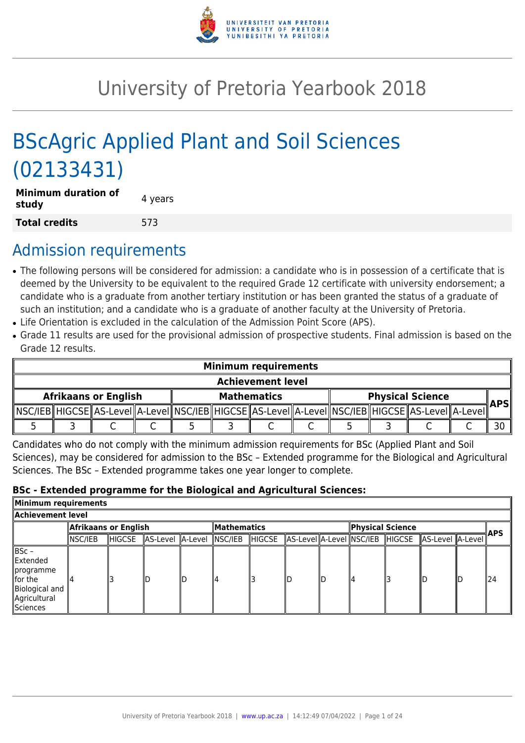# University of Pretoria Yearbook 2018

# BScAgric Applied Plant and Soil Sciences (02133431)

| **Minimum duration of study** | 4 years |
|---|---|
| **Total credits** | 573 |

## Admission requirements

- The following persons will be considered for admission: a candidate who is in possession of a certificate that is deemed by the University to be equivalent to the required Grade 12 certificate with university endorsement; a candidate who is a graduate from another tertiary institution or has been granted the status of a graduate of such an institution; and a candidate who is a graduate of another faculty at the University of Pretoria.
- Life Orientation is excluded in the calculation of the Admission Point Score (APS).
- Grade 11 results are used for the provisional admission of prospective students. Final admission is based on the Grade 12 results.

| **Minimum requirements** | | | | | | | | | | | | |
|---|---|---|---|---|---|---|---|---|---|---|---|---|
| **Achievement level** | | | | | | | | | | | | |
| **Afrikaans or English** | | | | **Mathematics** | | | | **Physical Science** | | | | **APS** |
| NSC/IEB | HIGCSE | AS-Level | A-Level | NSC/IEB | HIGCSE | AS-Level | A-Level | NSC/IEB | HIGCSE | AS-Level | A-Level | |
| 5 | 3 | C | C | 5 | 3 | C | C | 5 | 3 | C | C | 30 |

Candidates who do not comply with the minimum admission requirements for BSc (Applied Plant and Soil Sciences), may be considered for admission to the BSc – Extended programme for the Biological and Agricultural Sciences. The BSc – Extended programme takes one year longer to complete.

**BSc - Extended programme for the Biological and Agricultural Sciences:**

| **Minimum requirements** | | | | | | | | | | | | | |
|---|---|---|---|---|---|---|---|---|---|---|---|---|---|
| **Achievement level** | | | | | | | | | | | | | |
| | **Afrikaans or English** | | | | **Mathematics** | | | | **Physical Science** | | | | **APS** |
| | NSC/IEB | HIGCSE | AS-Level | A-Level | NSC/IEB | HIGCSE | AS-Level | A-Level | NSC/IEB | HIGCSE | AS-Level | A-Level | |
| BSc – Extended programme for the Biological and Agricultural Sciences | 4 | 3 | D | D | 4 | 3 | D | D | 4 | 3 | D | D | 24 |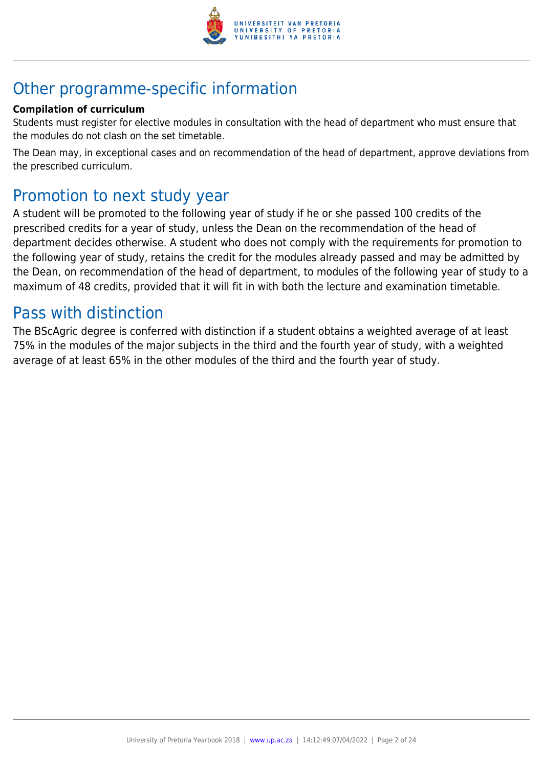## Other programme-specific information

**Compilation of curriculum**

Students must register for elective modules in consultation with the head of department who must ensure that the modules do not clash on the set timetable.

The Dean may, in exceptional cases and on recommendation of the head of department, approve deviations from the prescribed curriculum.

## Promotion to next study year

A student will be promoted to the following year of study if he or she passed 100 credits of the prescribed credits for a year of study, unless the Dean on the recommendation of the head of department decides otherwise. A student who does not comply with the requirements for promotion to the following year of study, retains the credit for the modules already passed and may be admitted by the Dean, on recommendation of the head of department, to modules of the following year of study to a maximum of 48 credits, provided that it will fit in with both the lecture and examination timetable.

## Pass with distinction

The BScAgric degree is conferred with distinction if a student obtains a weighted average of at least 75% in the modules of the major subjects in the third and the fourth year of study, with a weighted average of at least 65% in the other modules of the third and the fourth year of study.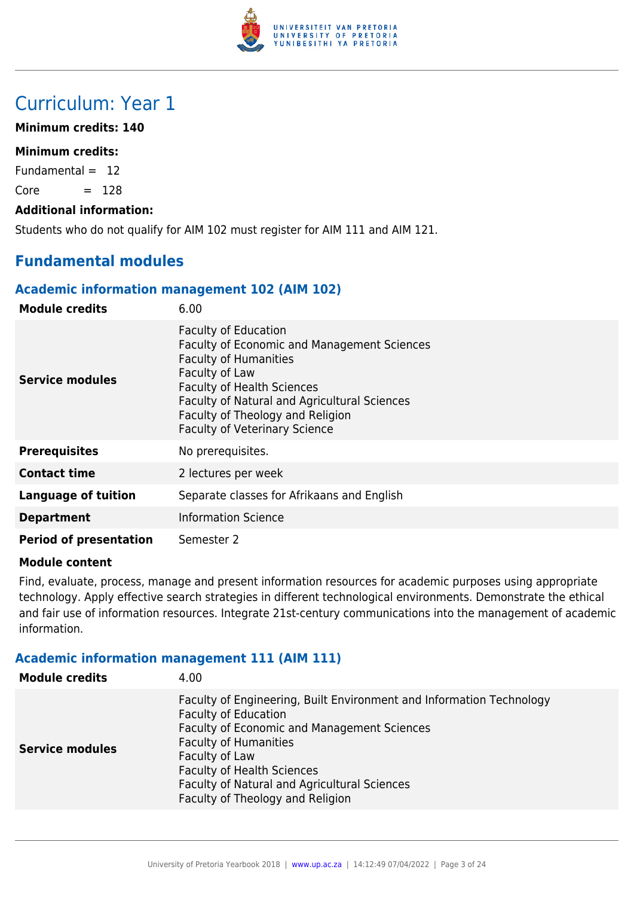# Curriculum: Year 1

**Minimum credits: 140**

**Minimum credits:**

Fundamental = 12

Core = 128

**Additional information:**

Students who do not qualify for AIM 102 must register for AIM 111 and AIM 121.

## Fundamental modules

### Academic information management 102 (AIM 102)

| | |
|---|---|
| **Module credits** | 6.00 |
| **Service modules** | Faculty of Education<br>Faculty of Economic and Management Sciences<br>Faculty of Humanities<br>Faculty of Law<br>Faculty of Health Sciences<br>Faculty of Natural and Agricultural Sciences<br>Faculty of Theology and Religion<br>Faculty of Veterinary Science |
| **Prerequisites** | No prerequisites. |
| **Contact time** | 2 lectures per week |
| **Language of tuition** | Separate classes for Afrikaans and English |
| **Department** | Information Science |
| **Period of presentation** | Semester 2 |

**Module content**

Find, evaluate, process, manage and present information resources for academic purposes using appropriate technology. Apply effective search strategies in different technological environments. Demonstrate the ethical and fair use of information resources. Integrate 21st-century communications into the management of academic information.

### Academic information management 111 (AIM 111)

| | |
|---|---|
| **Module credits** | 4.00 |
| **Service modules** | Faculty of Engineering, Built Environment and Information Technology<br>Faculty of Education<br>Faculty of Economic and Management Sciences<br>Faculty of Humanities<br>Faculty of Law<br>Faculty of Health Sciences<br>Faculty of Natural and Agricultural Sciences<br>Faculty of Theology and Religion |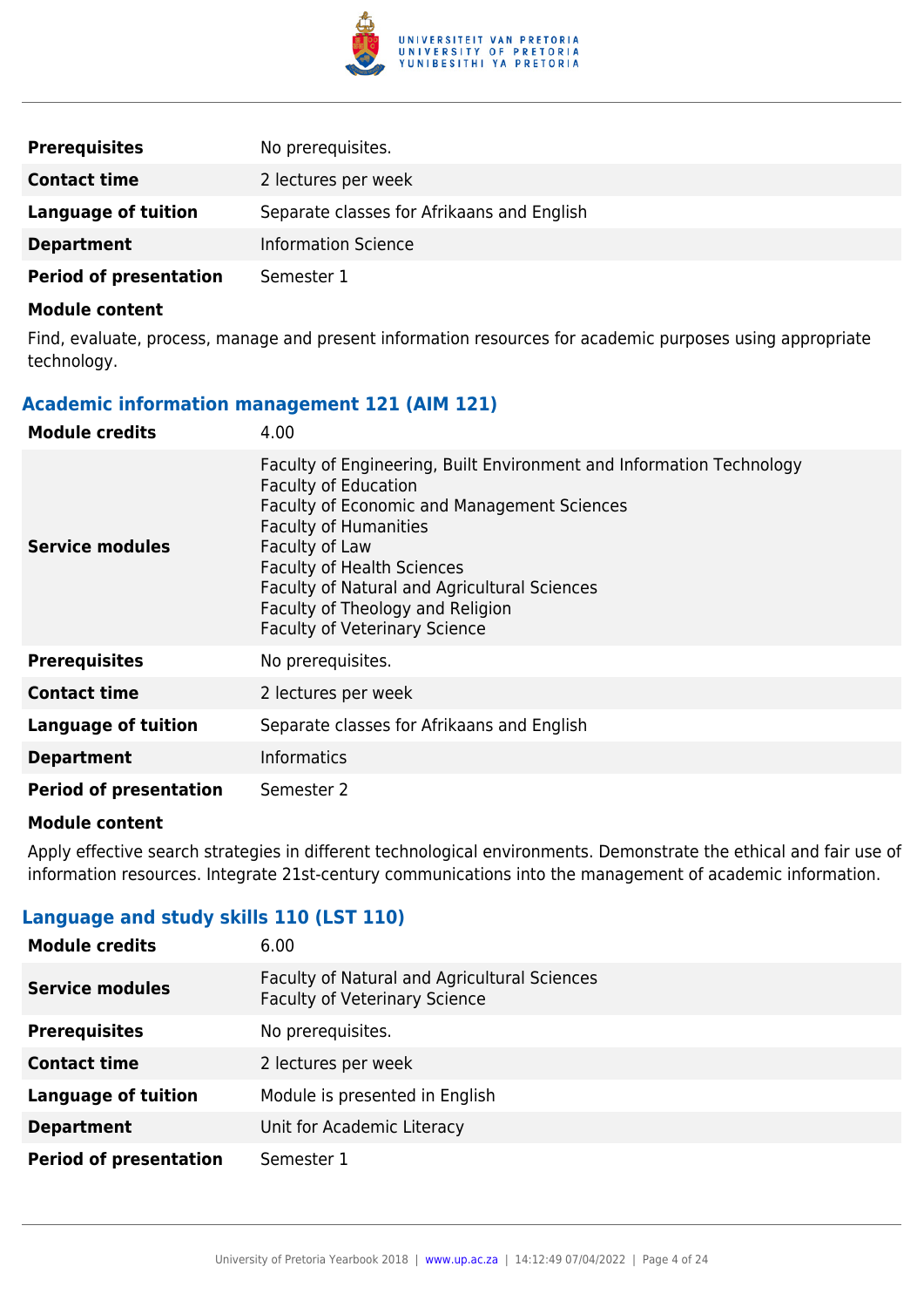| | |
|---|---|
| **Prerequisites** | No prerequisites. |
| **Contact time** | 2 lectures per week |
| **Language of tuition** | Separate classes for Afrikaans and English |
| **Department** | Information Science |
| **Period of presentation** | Semester 1 |

**Module content**

Find, evaluate, process, manage and present information resources for academic purposes using appropriate technology.

### Academic information management 121 (AIM 121)

| | |
|---|---|
| **Module credits** | 4.00 |
| **Service modules** | Faculty of Engineering, Built Environment and Information Technology<br>Faculty of Education<br>Faculty of Economic and Management Sciences<br>Faculty of Humanities<br>Faculty of Law<br>Faculty of Health Sciences<br>Faculty of Natural and Agricultural Sciences<br>Faculty of Theology and Religion<br>Faculty of Veterinary Science |
| **Prerequisites** | No prerequisites. |
| **Contact time** | 2 lectures per week |
| **Language of tuition** | Separate classes for Afrikaans and English |
| **Department** | Informatics |
| **Period of presentation** | Semester 2 |

**Module content**

Apply effective search strategies in different technological environments. Demonstrate the ethical and fair use of information resources. Integrate 21st-century communications into the management of academic information.

### Language and study skills 110 (LST 110)

| | |
|---|---|
| **Module credits** | 6.00 |
| **Service modules** | Faculty of Natural and Agricultural Sciences<br>Faculty of Veterinary Science |
| **Prerequisites** | No prerequisites. |
| **Contact time** | 2 lectures per week |
| **Language of tuition** | Module is presented in English |
| **Department** | Unit for Academic Literacy |
| **Period of presentation** | Semester 1 |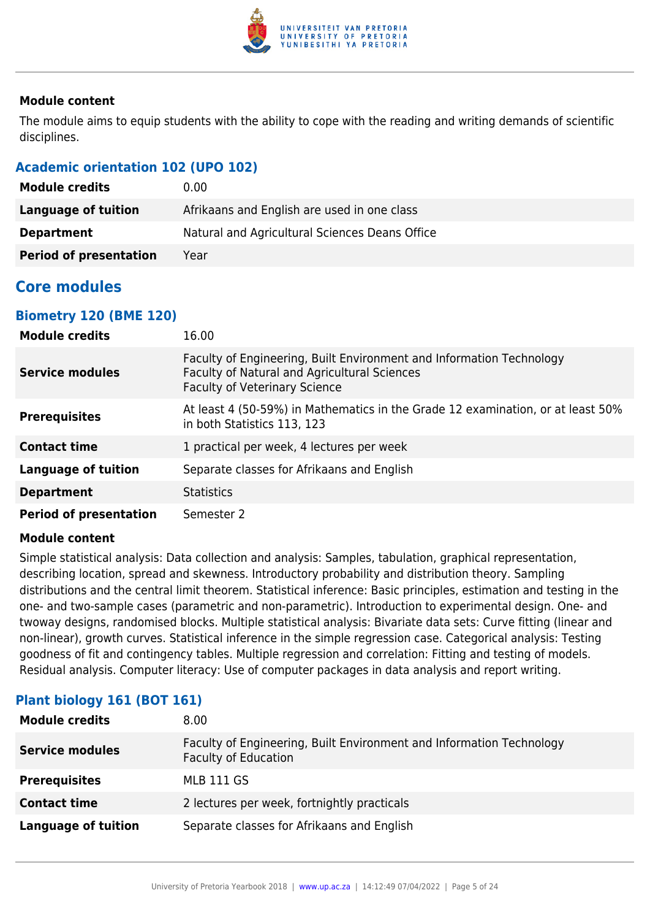**Module content**

The module aims to equip students with the ability to cope with the reading and writing demands of scientific disciplines.

### Academic orientation 102 (UPO 102)

| | |
|---|---|
| **Module credits** | 0.00 |
| **Language of tuition** | Afrikaans and English are used in one class |
| **Department** | Natural and Agricultural Sciences Deans Office |
| **Period of presentation** | Year |

## Core modules

### Biometry 120 (BME 120)

| | |
|---|---|
| **Module credits** | 16.00 |
| **Service modules** | Faculty of Engineering, Built Environment and Information Technology<br>Faculty of Natural and Agricultural Sciences<br>Faculty of Veterinary Science |
| **Prerequisites** | At least 4 (50-59%) in Mathematics in the Grade 12 examination, or at least 50% in both Statistics 113, 123 |
| **Contact time** | 1 practical per week, 4 lectures per week |
| **Language of tuition** | Separate classes for Afrikaans and English |
| **Department** | Statistics |
| **Period of presentation** | Semester 2 |

**Module content**

Simple statistical analysis: Data collection and analysis: Samples, tabulation, graphical representation, describing location, spread and skewness. Introductory probability and distribution theory. Sampling distributions and the central limit theorem. Statistical inference: Basic principles, estimation and testing in the one- and two-sample cases (parametric and non-parametric). Introduction to experimental design. One- and twoway designs, randomised blocks. Multiple statistical analysis: Bivariate data sets: Curve fitting (linear and non-linear), growth curves. Statistical inference in the simple regression case. Categorical analysis: Testing goodness of fit and contingency tables. Multiple regression and correlation: Fitting and testing of models. Residual analysis. Computer literacy: Use of computer packages in data analysis and report writing.

### Plant biology 161 (BOT 161)

| | |
|---|---|
| **Module credits** | 8.00 |
| **Service modules** | Faculty of Engineering, Built Environment and Information Technology<br>Faculty of Education |
| **Prerequisites** | MLB 111 GS |
| **Contact time** | 2 lectures per week, fortnightly practicals |
| **Language of tuition** | Separate classes for Afrikaans and English |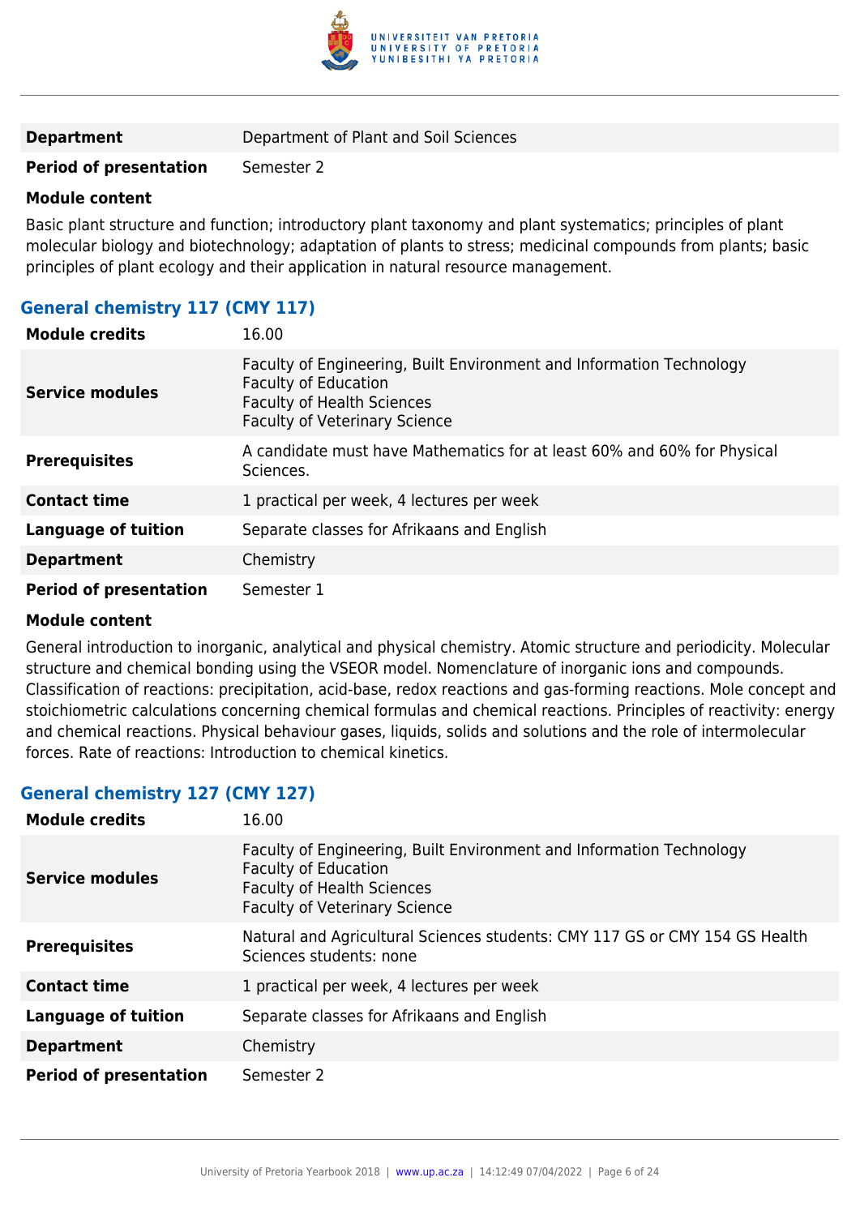| | |
|---|---|
| **Department** | Department of Plant and Soil Sciences |
| **Period of presentation** | Semester 2 |

**Module content**

Basic plant structure and function; introductory plant taxonomy and plant systematics; principles of plant molecular biology and biotechnology; adaptation of plants to stress; medicinal compounds from plants; basic principles of plant ecology and their application in natural resource management.

### General chemistry 117 (CMY 117)

| | |
|---|---|
| **Module credits** | 16.00 |
| **Service modules** | Faculty of Engineering, Built Environment and Information Technology<br>Faculty of Education<br>Faculty of Health Sciences<br>Faculty of Veterinary Science |
| **Prerequisites** | A candidate must have Mathematics for at least 60% and 60% for Physical Sciences. |
| **Contact time** | 1 practical per week, 4 lectures per week |
| **Language of tuition** | Separate classes for Afrikaans and English |
| **Department** | Chemistry |
| **Period of presentation** | Semester 1 |

**Module content**

General introduction to inorganic, analytical and physical chemistry. Atomic structure and periodicity. Molecular structure and chemical bonding using the VSEOR model. Nomenclature of inorganic ions and compounds. Classification of reactions: precipitation, acid-base, redox reactions and gas-forming reactions. Mole concept and stoichiometric calculations concerning chemical formulas and chemical reactions. Principles of reactivity: energy and chemical reactions. Physical behaviour gases, liquids, solids and solutions and the role of intermolecular forces. Rate of reactions: Introduction to chemical kinetics.

### General chemistry 127 (CMY 127)

| | |
|---|---|
| **Module credits** | 16.00 |
| **Service modules** | Faculty of Engineering, Built Environment and Information Technology<br>Faculty of Education<br>Faculty of Health Sciences<br>Faculty of Veterinary Science |
| **Prerequisites** | Natural and Agricultural Sciences students: CMY 117 GS or CMY 154 GS Health Sciences students: none |
| **Contact time** | 1 practical per week, 4 lectures per week |
| **Language of tuition** | Separate classes for Afrikaans and English |
| **Department** | Chemistry |
| **Period of presentation** | Semester 2 |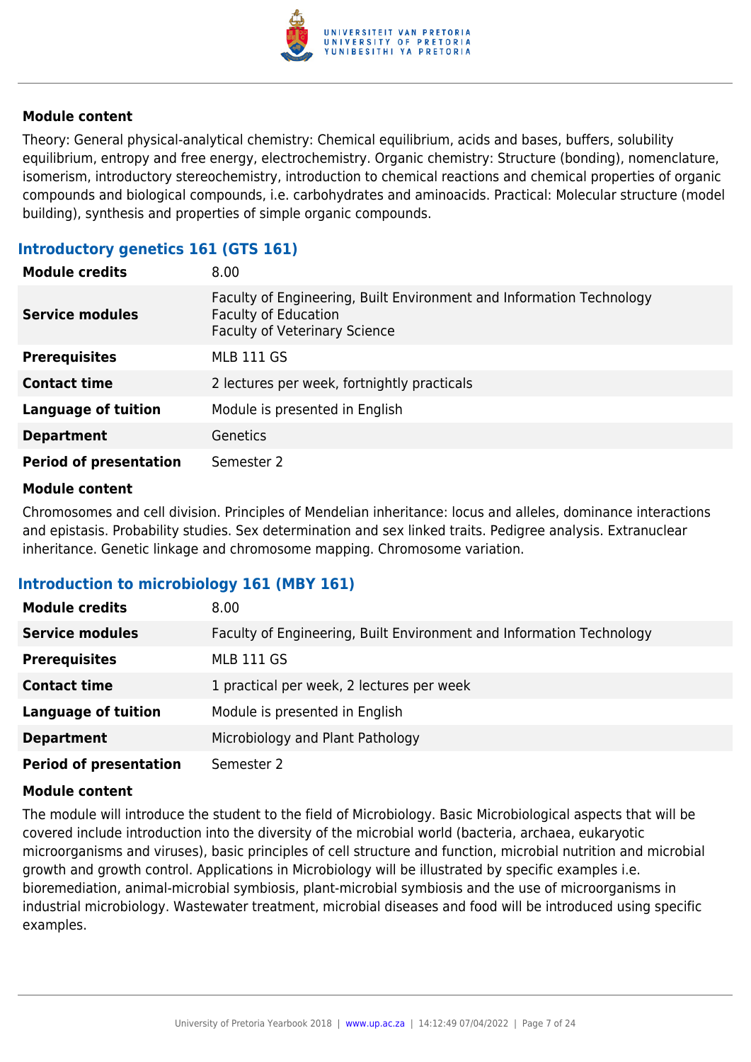#### Module content

Theory: General physical-analytical chemistry: Chemical equilibrium, acids and bases, buffers, solubility equilibrium, entropy and free energy, electrochemistry. Organic chemistry: Structure (bonding), nomenclature, isomerism, introductory stereochemistry, introduction to chemical reactions and chemical properties of organic compounds and biological compounds, i.e. carbohydrates and aminoacids. Practical: Molecular structure (model building), synthesis and properties of simple organic compounds.

### Introductory genetics 161 (GTS 161)

| | |
|---|---|
| **Module credits** | 8.00 |
| **Service modules** | Faculty of Engineering, Built Environment and Information Technology<br>Faculty of Education<br>Faculty of Veterinary Science |
| **Prerequisites** | MLB 111 GS |
| **Contact time** | 2 lectures per week, fortnightly practicals |
| **Language of tuition** | Module is presented in English |
| **Department** | Genetics |
| **Period of presentation** | Semester 2 |

#### Module content

Chromosomes and cell division. Principles of Mendelian inheritance: locus and alleles, dominance interactions and epistasis. Probability studies. Sex determination and sex linked traits. Pedigree analysis. Extranuclear inheritance. Genetic linkage and chromosome mapping. Chromosome variation.

### Introduction to microbiology 161 (MBY 161)

| | |
|---|---|
| **Module credits** | 8.00 |
| **Service modules** | Faculty of Engineering, Built Environment and Information Technology |
| **Prerequisites** | MLB 111 GS |
| **Contact time** | 1 practical per week, 2 lectures per week |
| **Language of tuition** | Module is presented in English |
| **Department** | Microbiology and Plant Pathology |
| **Period of presentation** | Semester 2 |

#### Module content

The module will introduce the student to the field of Microbiology. Basic Microbiological aspects that will be covered include introduction into the diversity of the microbial world (bacteria, archaea, eukaryotic microorganisms and viruses), basic principles of cell structure and function, microbial nutrition and microbial growth and growth control. Applications in Microbiology will be illustrated by specific examples i.e. bioremediation, animal-microbial symbiosis, plant-microbial symbiosis and the use of microorganisms in industrial microbiology. Wastewater treatment, microbial diseases and food will be introduced using specific examples.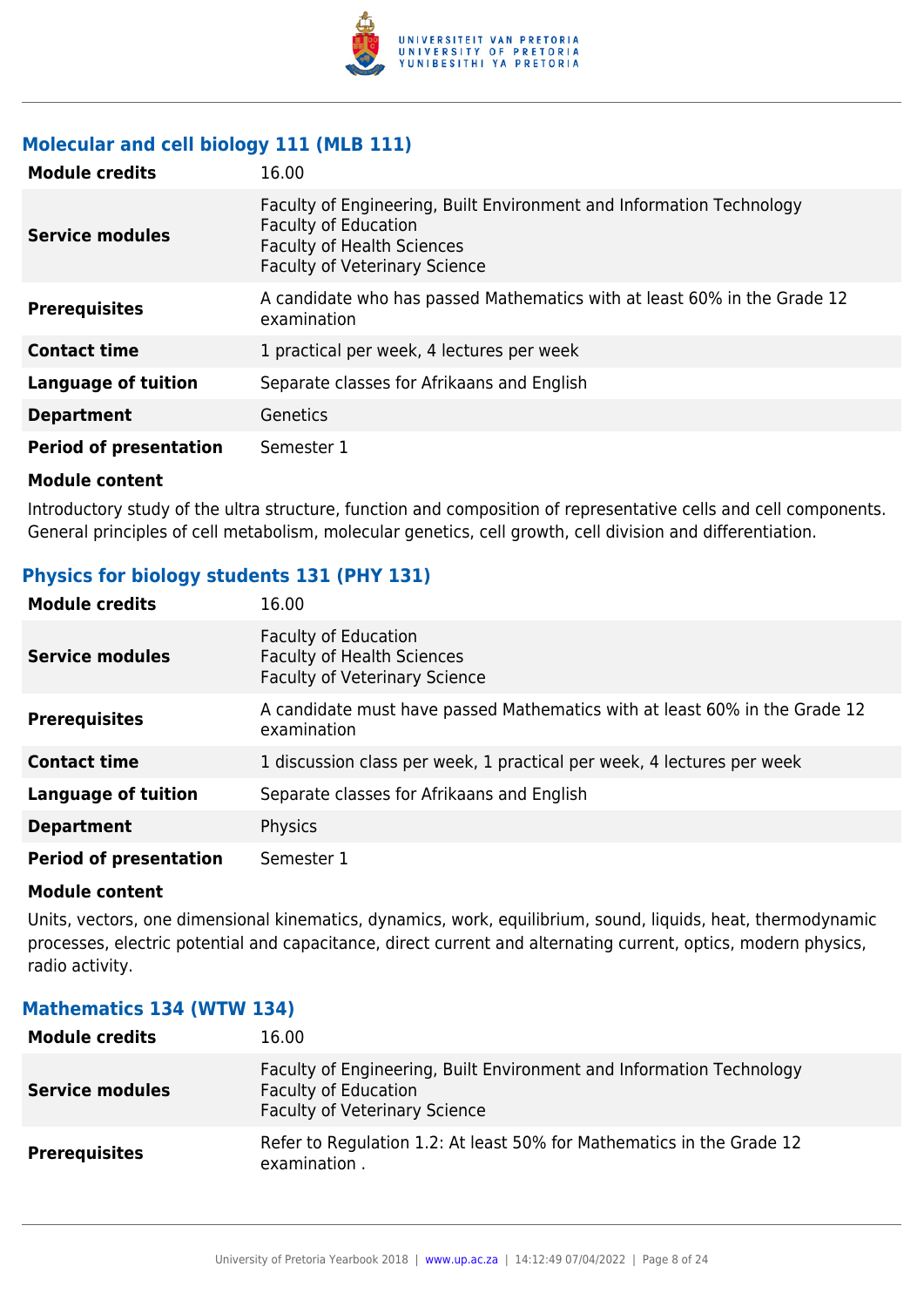### Molecular and cell biology 111 (MLB 111)

| | |
|---|---|
| **Module credits** | 16.00 |
| **Service modules** | Faculty of Engineering, Built Environment and Information Technology<br>Faculty of Education<br>Faculty of Health Sciences<br>Faculty of Veterinary Science |
| **Prerequisites** | A candidate who has passed Mathematics with at least 60% in the Grade 12 examination |
| **Contact time** | 1 practical per week, 4 lectures per week |
| **Language of tuition** | Separate classes for Afrikaans and English |
| **Department** | Genetics |
| **Period of presentation** | Semester 1 |

**Module content**

Introductory study of the ultra structure, function and composition of representative cells and cell components. General principles of cell metabolism, molecular genetics, cell growth, cell division and differentiation.

### Physics for biology students 131 (PHY 131)

| | |
|---|---|
| **Module credits** | 16.00 |
| **Service modules** | Faculty of Education<br>Faculty of Health Sciences<br>Faculty of Veterinary Science |
| **Prerequisites** | A candidate must have passed Mathematics with at least 60% in the Grade 12 examination |
| **Contact time** | 1 discussion class per week, 1 practical per week, 4 lectures per week |
| **Language of tuition** | Separate classes for Afrikaans and English |
| **Department** | Physics |
| **Period of presentation** | Semester 1 |

**Module content**

Units, vectors, one dimensional kinematics, dynamics, work, equilibrium, sound, liquids, heat, thermodynamic processes, electric potential and capacitance, direct current and alternating current, optics, modern physics, radio activity.

### Mathematics 134 (WTW 134)

| | |
|---|---|
| **Module credits** | 16.00 |
| **Service modules** | Faculty of Engineering, Built Environment and Information Technology<br>Faculty of Education<br>Faculty of Veterinary Science |
| **Prerequisites** | Refer to Regulation 1.2: At least 50% for Mathematics in the Grade 12 examination . |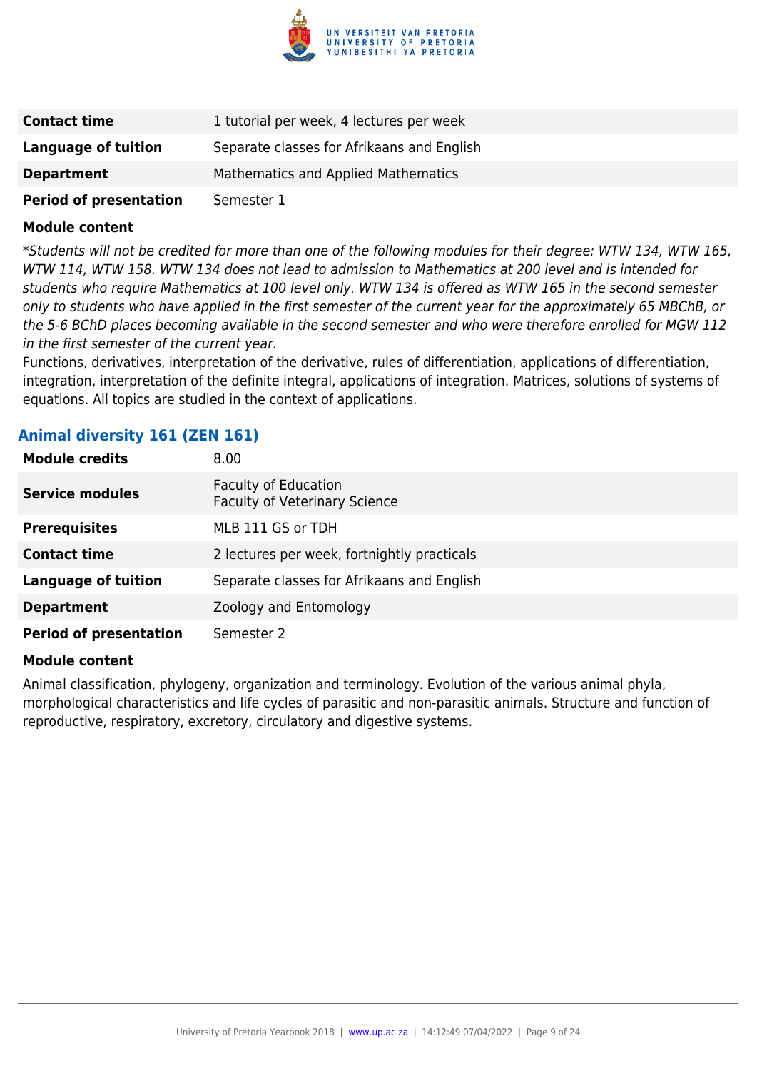| | |
|---|---|
| **Contact time** | 1 tutorial per week, 4 lectures per week |
| **Language of tuition** | Separate classes for Afrikaans and English |
| **Department** | Mathematics and Applied Mathematics |
| **Period of presentation** | Semester 1 |

**Module content**

**Students will not be credited for more than one of the following modules for their degree: WTW 134, WTW 165, WTW 114, WTW 158. WTW 134 does not lead to admission to Mathematics at 200 level and is intended for students who require Mathematics at 100 level only. WTW 134 is offered as WTW 165 in the second semester only to students who have applied in the first semester of the current year for the approximately 65 MBChB, or the 5-6 BChD places becoming available in the second semester and who were therefore enrolled for MGW 112 in the first semester of the current year.*

Functions, derivatives, interpretation of the derivative, rules of differentiation, applications of differentiation, integration, interpretation of the definite integral, applications of integration. Matrices, solutions of systems of equations. All topics are studied in the context of applications.

### Animal diversity 161 (ZEN 161)

| | |
|---|---|
| **Module credits** | 8.00 |
| **Service modules** | Faculty of Education<br>Faculty of Veterinary Science |
| **Prerequisites** | MLB 111 GS or TDH |
| **Contact time** | 2 lectures per week, fortnightly practicals |
| **Language of tuition** | Separate classes for Afrikaans and English |
| **Department** | Zoology and Entomology |
| **Period of presentation** | Semester 2 |

**Module content**

Animal classification, phylogeny, organization and terminology. Evolution of the various animal phyla, morphological characteristics and life cycles of parasitic and non-parasitic animals. Structure and function of reproductive, respiratory, excretory, circulatory and digestive systems.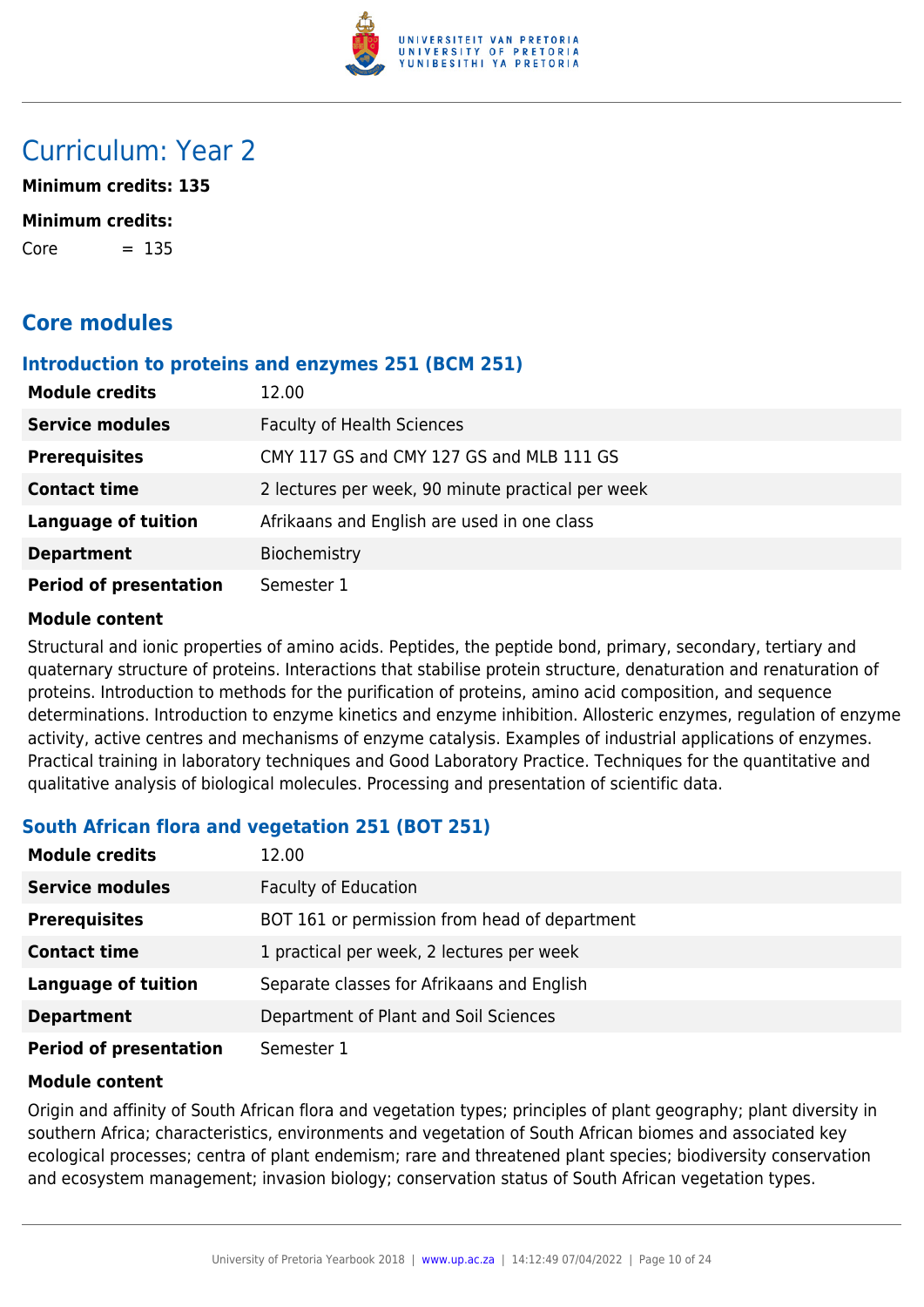# Curriculum: Year 2

**Minimum credits: 135**

**Minimum credits:**

Core = 135

## Core modules

### Introduction to proteins and enzymes 251 (BCM 251)

| | |
|---|---|
| **Module credits** | 12.00 |
| **Service modules** | Faculty of Health Sciences |
| **Prerequisites** | CMY 117 GS and CMY 127 GS and MLB 111 GS |
| **Contact time** | 2 lectures per week, 90 minute practical per week |
| **Language of tuition** | Afrikaans and English are used in one class |
| **Department** | Biochemistry |
| **Period of presentation** | Semester 1 |

**Module content**

Structural and ionic properties of amino acids. Peptides, the peptide bond, primary, secondary, tertiary and quaternary structure of proteins. Interactions that stabilise protein structure, denaturation and renaturation of proteins. Introduction to methods for the purification of proteins, amino acid composition, and sequence determinations. Introduction to enzyme kinetics and enzyme inhibition. Allosteric enzymes, regulation of enzyme activity, active centres and mechanisms of enzyme catalysis. Examples of industrial applications of enzymes. Practical training in laboratory techniques and Good Laboratory Practice. Techniques for the quantitative and qualitative analysis of biological molecules. Processing and presentation of scientific data.

### South African flora and vegetation 251 (BOT 251)

| | |
|---|---|
| **Module credits** | 12.00 |
| **Service modules** | Faculty of Education |
| **Prerequisites** | BOT 161 or permission from head of department |
| **Contact time** | 1 practical per week, 2 lectures per week |
| **Language of tuition** | Separate classes for Afrikaans and English |
| **Department** | Department of Plant and Soil Sciences |
| **Period of presentation** | Semester 1 |

**Module content**

Origin and affinity of South African flora and vegetation types; principles of plant geography; plant diversity in southern Africa; characteristics, environments and vegetation of South African biomes and associated key ecological processes; centra of plant endemism; rare and threatened plant species; biodiversity conservation and ecosystem management; invasion biology; conservation status of South African vegetation types.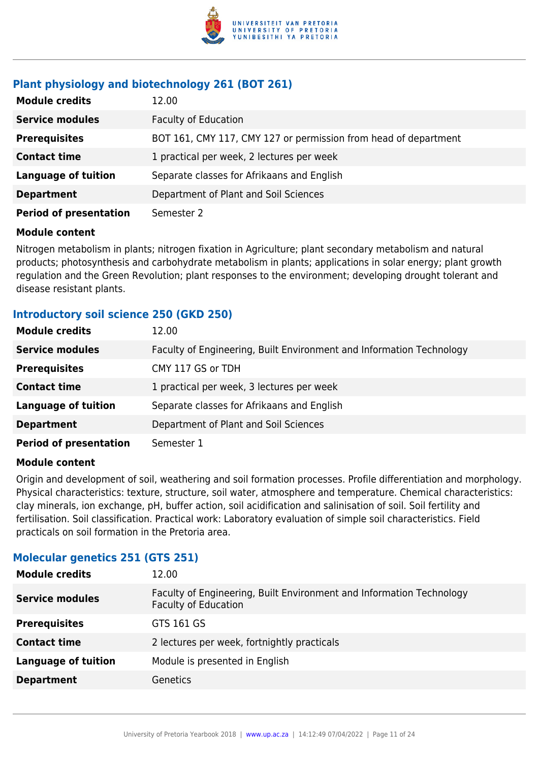### Plant physiology and biotechnology 261 (BOT 261)

| | |
|---|---|
| **Module credits** | 12.00 |
| **Service modules** | Faculty of Education |
| **Prerequisites** | BOT 161, CMY 117, CMY 127 or permission from head of department |
| **Contact time** | 1 practical per week, 2 lectures per week |
| **Language of tuition** | Separate classes for Afrikaans and English |
| **Department** | Department of Plant and Soil Sciences |
| **Period of presentation** | Semester 2 |

**Module content**

Nitrogen metabolism in plants; nitrogen fixation in Agriculture; plant secondary metabolism and natural products; photosynthesis and carbohydrate metabolism in plants; applications in solar energy; plant growth regulation and the Green Revolution; plant responses to the environment; developing drought tolerant and disease resistant plants.

### Introductory soil science 250 (GKD 250)

| | |
|---|---|
| **Module credits** | 12.00 |
| **Service modules** | Faculty of Engineering, Built Environment and Information Technology |
| **Prerequisites** | CMY 117 GS or TDH |
| **Contact time** | 1 practical per week, 3 lectures per week |
| **Language of tuition** | Separate classes for Afrikaans and English |
| **Department** | Department of Plant and Soil Sciences |
| **Period of presentation** | Semester 1 |

**Module content**

Origin and development of soil, weathering and soil formation processes. Profile differentiation and morphology. Physical characteristics: texture, structure, soil water, atmosphere and temperature. Chemical characteristics: clay minerals, ion exchange, pH, buffer action, soil acidification and salinisation of soil. Soil fertility and fertilisation. Soil classification. Practical work: Laboratory evaluation of simple soil characteristics. Field practicals on soil formation in the Pretoria area.

### Molecular genetics 251 (GTS 251)

| | |
|---|---|
| **Module credits** | 12.00 |
| **Service modules** | Faculty of Engineering, Built Environment and Information Technology<br>Faculty of Education |
| **Prerequisites** | GTS 161 GS |
| **Contact time** | 2 lectures per week, fortnightly practicals |
| **Language of tuition** | Module is presented in English |
| **Department** | Genetics |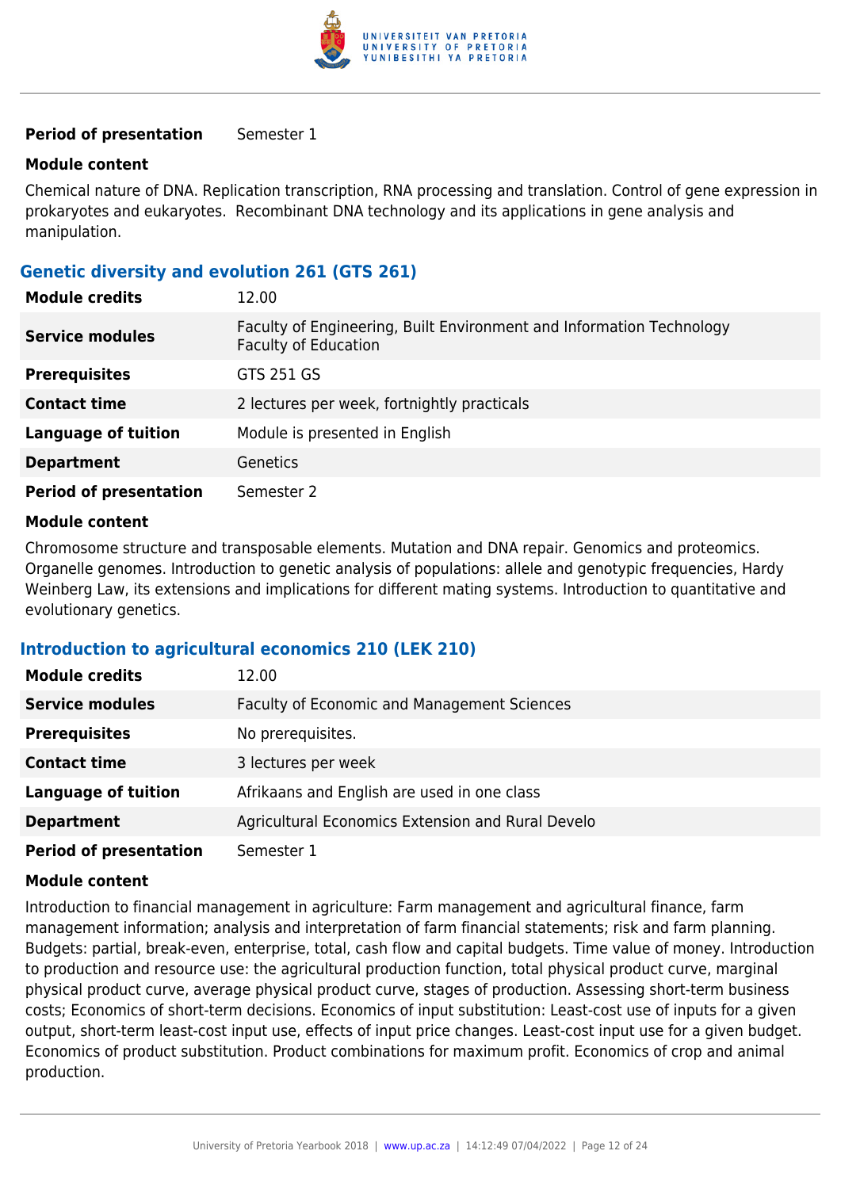| | |
|---|---|
| **Period of presentation** | Semester 1 |

**Module content**

Chemical nature of DNA. Replication transcription, RNA processing and translation. Control of gene expression in prokaryotes and eukaryotes. Recombinant DNA technology and its applications in gene analysis and manipulation.

### Genetic diversity and evolution 261 (GTS 261)

| | |
|---|---|
| **Module credits** | 12.00 |
| **Service modules** | Faculty of Engineering, Built Environment and Information Technology<br>Faculty of Education |
| **Prerequisites** | GTS 251 GS |
| **Contact time** | 2 lectures per week, fortnightly practicals |
| **Language of tuition** | Module is presented in English |
| **Department** | Genetics |
| **Period of presentation** | Semester 2 |

**Module content**

Chromosome structure and transposable elements. Mutation and DNA repair. Genomics and proteomics. Organelle genomes. Introduction to genetic analysis of populations: allele and genotypic frequencies, Hardy Weinberg Law, its extensions and implications for different mating systems. Introduction to quantitative and evolutionary genetics.

### Introduction to agricultural economics 210 (LEK 210)

| | |
|---|---|
| **Module credits** | 12.00 |
| **Service modules** | Faculty of Economic and Management Sciences |
| **Prerequisites** | No prerequisites. |
| **Contact time** | 3 lectures per week |
| **Language of tuition** | Afrikaans and English are used in one class |
| **Department** | Agricultural Economics Extension and Rural Develo |
| **Period of presentation** | Semester 1 |

**Module content**

Introduction to financial management in agriculture: Farm management and agricultural finance, farm management information; analysis and interpretation of farm financial statements; risk and farm planning. Budgets: partial, break-even, enterprise, total, cash flow and capital budgets. Time value of money. Introduction to production and resource use: the agricultural production function, total physical product curve, marginal physical product curve, average physical product curve, stages of production. Assessing short-term business costs; Economics of short-term decisions. Economics of input substitution: Least-cost use of inputs for a given output, short-term least-cost input use, effects of input price changes. Least-cost input use for a given budget. Economics of product substitution. Product combinations for maximum profit. Economics of crop and animal production.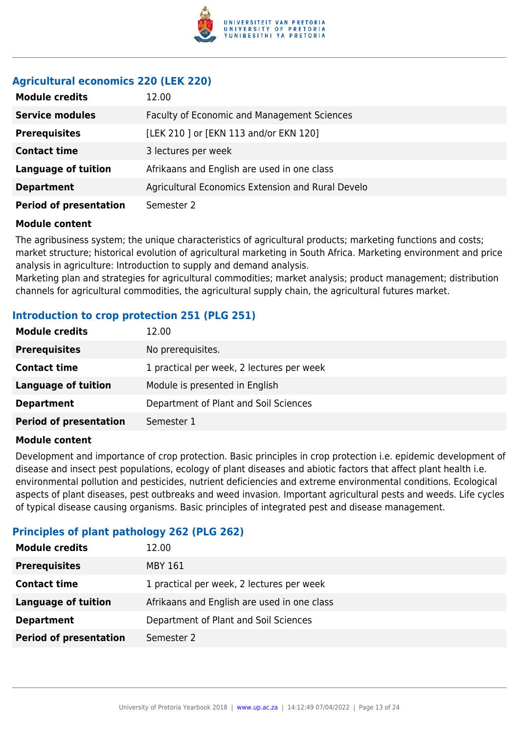### Agricultural economics 220 (LEK 220)

| | |
|---|---|
| **Module credits** | 12.00 |
| **Service modules** | Faculty of Economic and Management Sciences |
| **Prerequisites** | [LEK 210 ] or [EKN 113 and/or EKN 120] |
| **Contact time** | 3 lectures per week |
| **Language of tuition** | Afrikaans and English are used in one class |
| **Department** | Agricultural Economics Extension and Rural Develo |
| **Period of presentation** | Semester 2 |

**Module content**

The agribusiness system; the unique characteristics of agricultural products; marketing functions and costs; market structure; historical evolution of agricultural marketing in South Africa. Marketing environment and price analysis in agriculture: Introduction to supply and demand analysis.
Marketing plan and strategies for agricultural commodities; market analysis; product management; distribution channels for agricultural commodities, the agricultural supply chain, the agricultural futures market.

### Introduction to crop protection 251 (PLG 251)

| | |
|---|---|
| **Module credits** | 12.00 |
| **Prerequisites** | No prerequisites. |
| **Contact time** | 1 practical per week, 2 lectures per week |
| **Language of tuition** | Module is presented in English |
| **Department** | Department of Plant and Soil Sciences |
| **Period of presentation** | Semester 1 |

**Module content**

Development and importance of crop protection. Basic principles in crop protection i.e. epidemic development of disease and insect pest populations, ecology of plant diseases and abiotic factors that affect plant health i.e. environmental pollution and pesticides, nutrient deficiencies and extreme environmental conditions. Ecological aspects of plant diseases, pest outbreaks and weed invasion. Important agricultural pests and weeds. Life cycles of typical disease causing organisms. Basic principles of integrated pest and disease management.

### Principles of plant pathology 262 (PLG 262)

| | |
|---|---|
| **Module credits** | 12.00 |
| **Prerequisites** | MBY 161 |
| **Contact time** | 1 practical per week, 2 lectures per week |
| **Language of tuition** | Afrikaans and English are used in one class |
| **Department** | Department of Plant and Soil Sciences |
| **Period of presentation** | Semester 2 |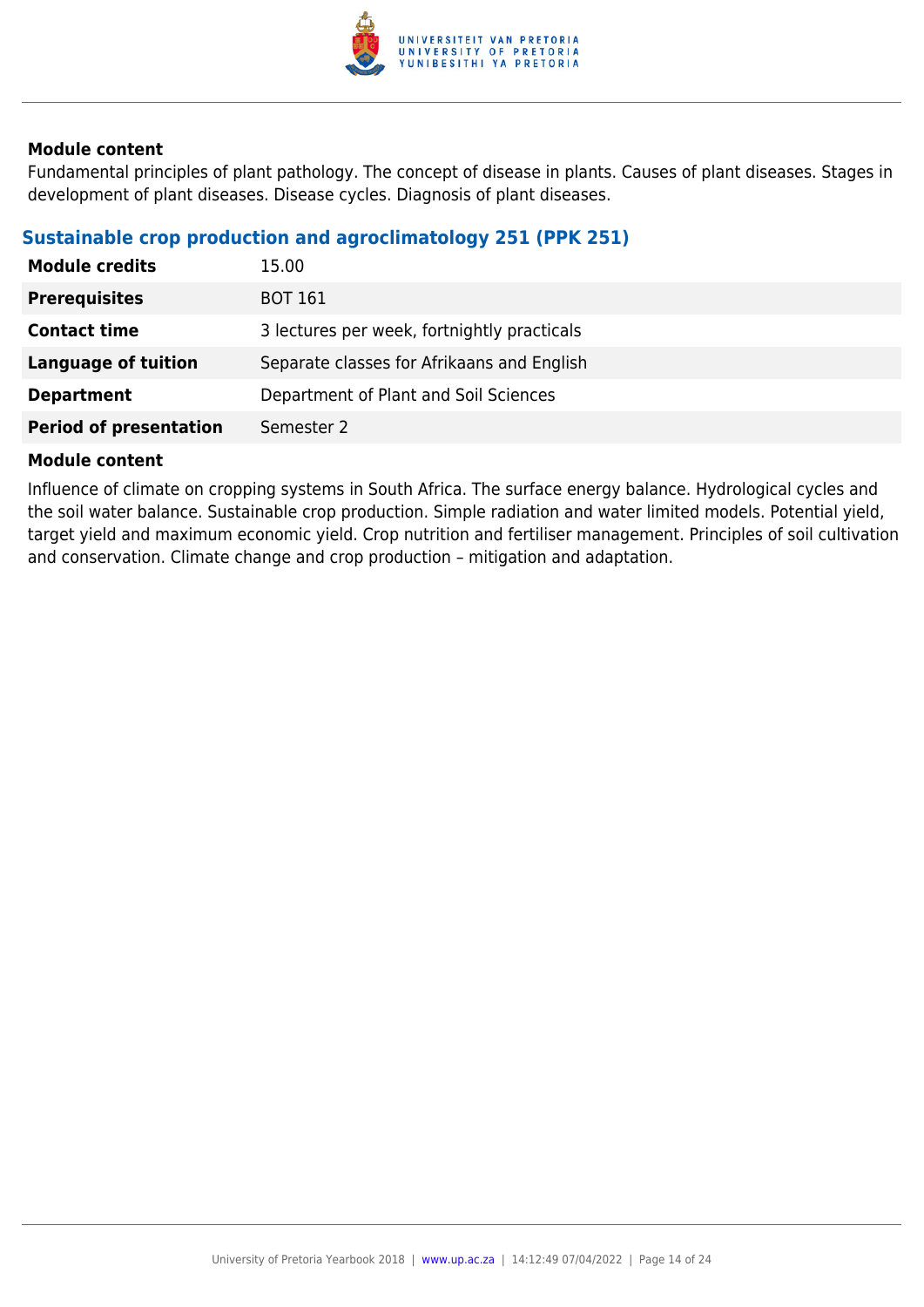#### Module content

Fundamental principles of plant pathology. The concept of disease in plants. Causes of plant diseases. Stages in development of plant diseases. Disease cycles. Diagnosis of plant diseases.

### Sustainable crop production and agroclimatology 251 (PPK 251)

| | |
|---|---|
| **Module credits** | 15.00 |
| **Prerequisites** | BOT 161 |
| **Contact time** | 3 lectures per week, fortnightly practicals |
| **Language of tuition** | Separate classes for Afrikaans and English |
| **Department** | Department of Plant and Soil Sciences |
| **Period of presentation** | Semester 2 |

#### Module content

Influence of climate on cropping systems in South Africa. The surface energy balance. Hydrological cycles and the soil water balance. Sustainable crop production. Simple radiation and water limited models. Potential yield, target yield and maximum economic yield. Crop nutrition and fertiliser management. Principles of soil cultivation and conservation. Climate change and crop production – mitigation and adaptation.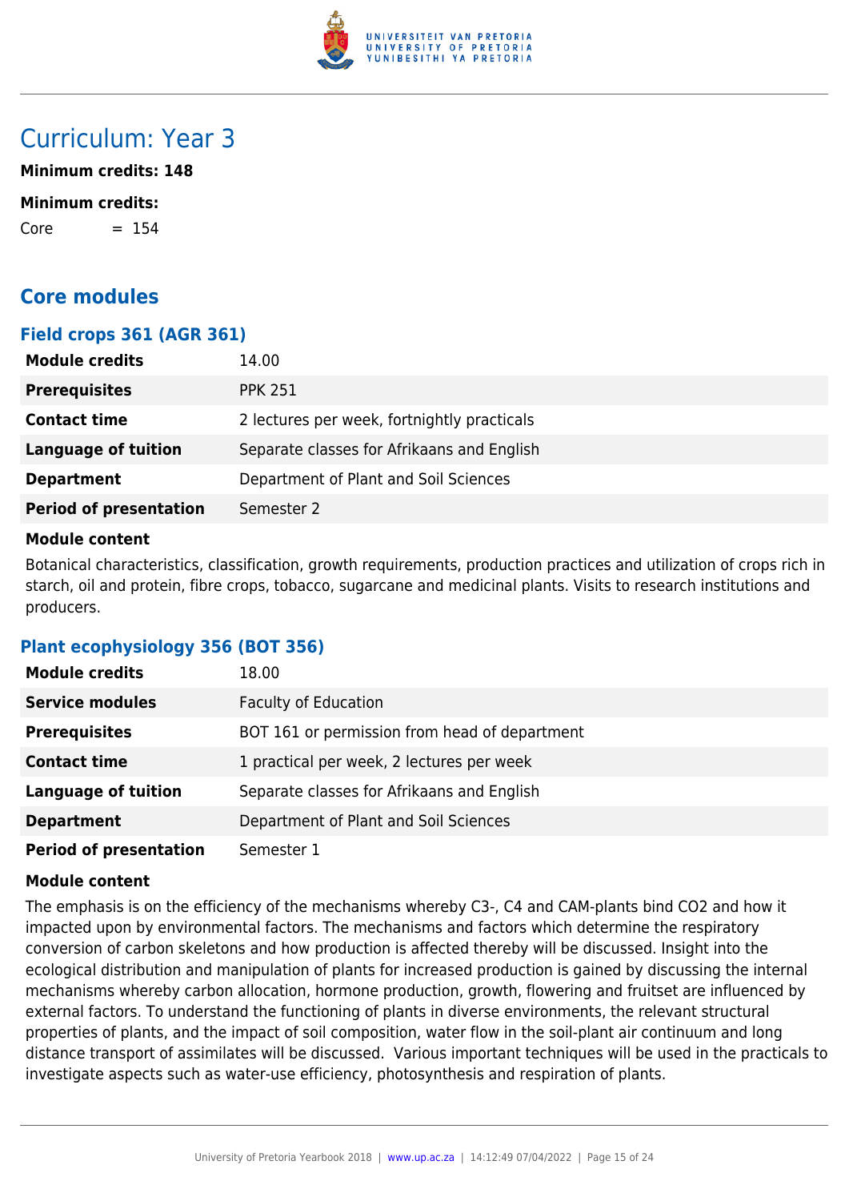# Curriculum: Year 3

**Minimum credits: 148**

**Minimum credits:**

Core = 154

## Core modules

### Field crops 361 (AGR 361)

| | |
|---|---|
| **Module credits** | 14.00 |
| **Prerequisites** | PPK 251 |
| **Contact time** | 2 lectures per week, fortnightly practicals |
| **Language of tuition** | Separate classes for Afrikaans and English |
| **Department** | Department of Plant and Soil Sciences |
| **Period of presentation** | Semester 2 |

**Module content**

Botanical characteristics, classification, growth requirements, production practices and utilization of crops rich in starch, oil and protein, fibre crops, tobacco, sugarcane and medicinal plants. Visits to research institutions and producers.

### Plant ecophysiology 356 (BOT 356)

| | |
|---|---|
| **Module credits** | 18.00 |
| **Service modules** | Faculty of Education |
| **Prerequisites** | BOT 161 or permission from head of department |
| **Contact time** | 1 practical per week, 2 lectures per week |
| **Language of tuition** | Separate classes for Afrikaans and English |
| **Department** | Department of Plant and Soil Sciences |
| **Period of presentation** | Semester 1 |

**Module content**

The emphasis is on the efficiency of the mechanisms whereby C3-, C4 and CAM-plants bind $CO_2$ and how it impacted upon by environmental factors. The mechanisms and factors which determine the respiratory conversion of carbon skeletons and how production is affected thereby will be discussed. Insight into the ecological distribution and manipulation of plants for increased production is gained by discussing the internal mechanisms whereby carbon allocation, hormone production, growth, flowering and fruitset are influenced by external factors. To understand the functioning of plants in diverse environments, the relevant structural properties of plants, and the impact of soil composition, water flow in the soil-plant air continuum and long distance transport of assimilates will be discussed. Various important techniques will be used in the practicals to investigate aspects such as water-use efficiency, photosynthesis and respiration of plants.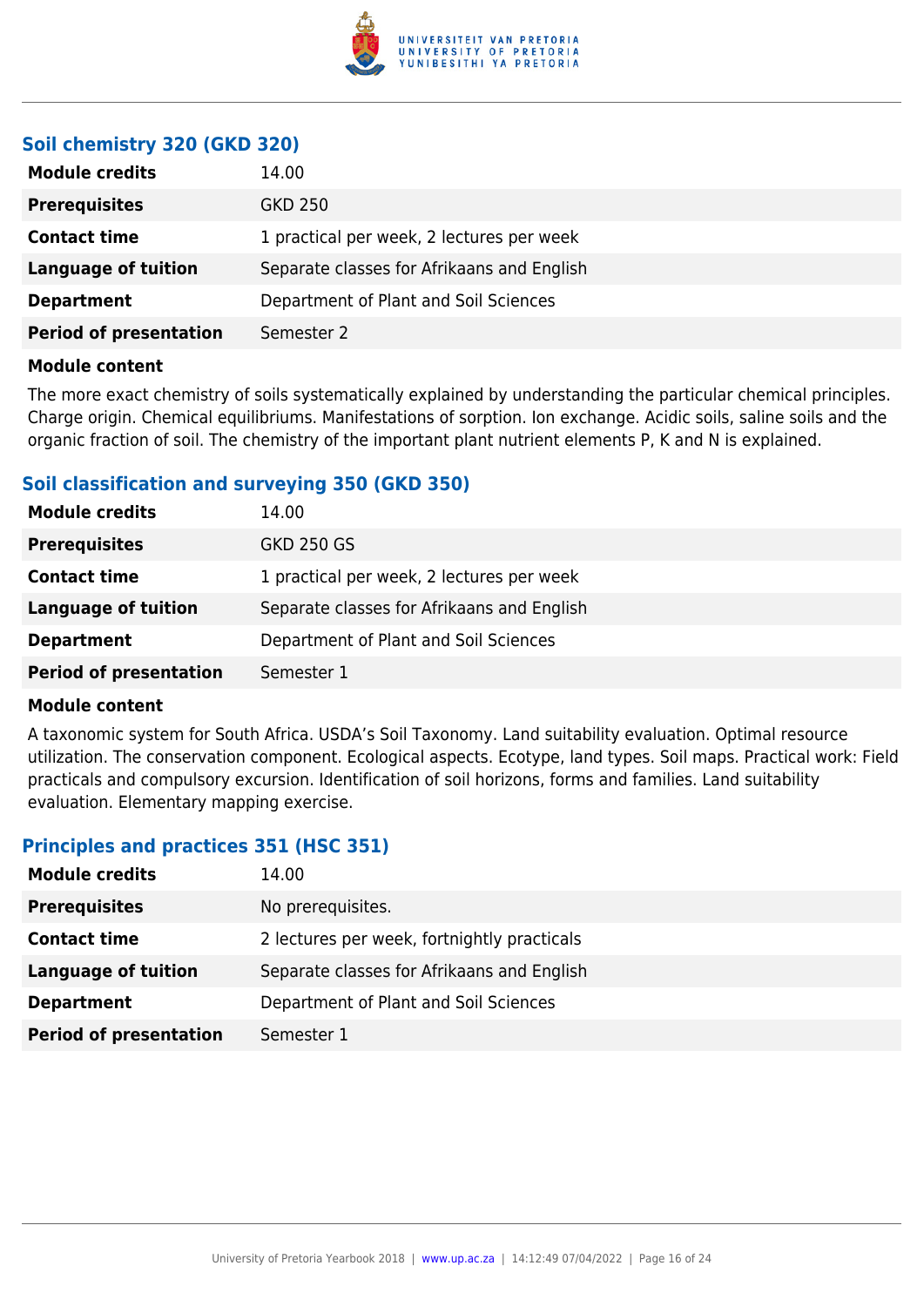### Soil chemistry 320 (GKD 320)

| | |
|---|---|
| **Module credits** | 14.00 |
| **Prerequisites** | GKD 250 |
| **Contact time** | 1 practical per week, 2 lectures per week |
| **Language of tuition** | Separate classes for Afrikaans and English |
| **Department** | Department of Plant and Soil Sciences |
| **Period of presentation** | Semester 2 |

**Module content**

The more exact chemistry of soils systematically explained by understanding the particular chemical principles. Charge origin. Chemical equilibriums. Manifestations of sorption. Ion exchange. Acidic soils, saline soils and the organic fraction of soil. The chemistry of the important plant nutrient elements P, K and N is explained.

### Soil classification and surveying 350 (GKD 350)

| | |
|---|---|
| **Module credits** | 14.00 |
| **Prerequisites** | GKD 250 GS |
| **Contact time** | 1 practical per week, 2 lectures per week |
| **Language of tuition** | Separate classes for Afrikaans and English |
| **Department** | Department of Plant and Soil Sciences |
| **Period of presentation** | Semester 1 |

**Module content**

A taxonomic system for South Africa. USDA's Soil Taxonomy. Land suitability evaluation. Optimal resource utilization. The conservation component. Ecological aspects. Ecotype, land types. Soil maps. Practical work: Field practicals and compulsory excursion. Identification of soil horizons, forms and families. Land suitability evaluation. Elementary mapping exercise.

### Principles and practices 351 (HSC 351)

| | |
|---|---|
| **Module credits** | 14.00 |
| **Prerequisites** | No prerequisites. |
| **Contact time** | 2 lectures per week, fortnightly practicals |
| **Language of tuition** | Separate classes for Afrikaans and English |
| **Department** | Department of Plant and Soil Sciences |
| **Period of presentation** | Semester 1 |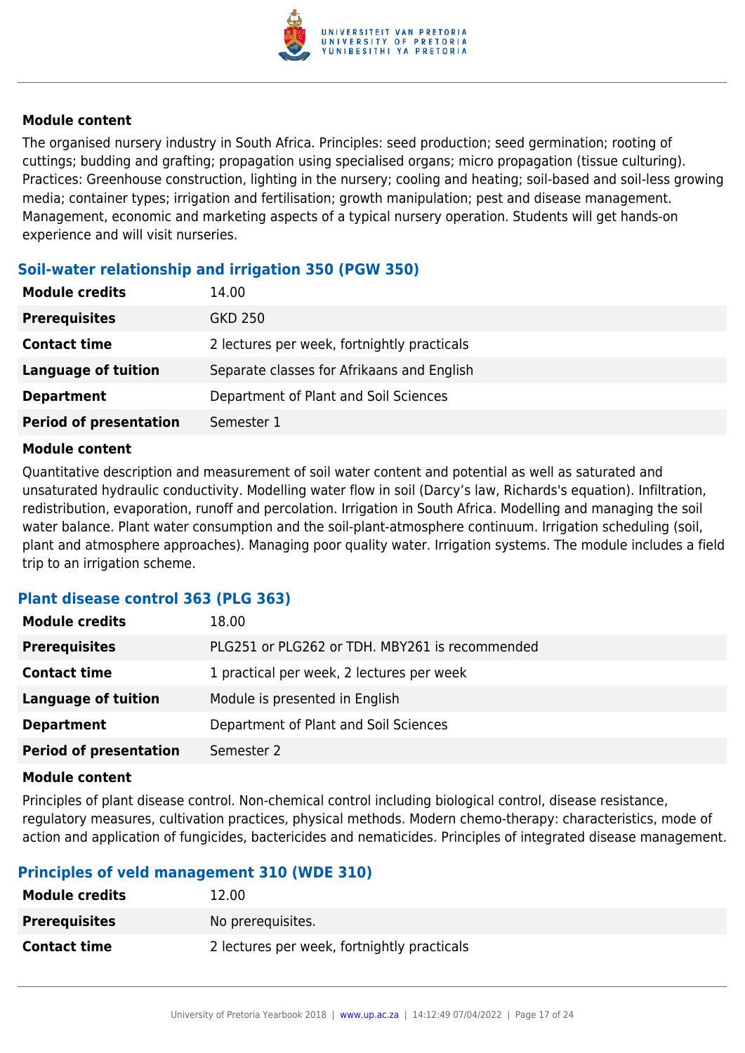#### Module content

The organised nursery industry in South Africa. Principles: seed production; seed germination; rooting of cuttings; budding and grafting; propagation using specialised organs; micro propagation (tissue culturing). Practices: Greenhouse construction, lighting in the nursery; cooling and heating; soil-based and soil-less growing media; container types; irrigation and fertilisation; growth manipulation; pest and disease management. Management, economic and marketing aspects of a typical nursery operation. Students will get hands-on experience and will visit nurseries.

### Soil-water relationship and irrigation 350 (PGW 350)

| | |
|---|---|
| **Module credits** | 14.00 |
| **Prerequisites** | GKD 250 |
| **Contact time** | 2 lectures per week, fortnightly practicals |
| **Language of tuition** | Separate classes for Afrikaans and English |
| **Department** | Department of Plant and Soil Sciences |
| **Period of presentation** | Semester 1 |

#### Module content

Quantitative description and measurement of soil water content and potential as well as saturated and unsaturated hydraulic conductivity. Modelling water flow in soil (Darcy's law, Richards's equation). Infiltration, redistribution, evaporation, runoff and percolation. Irrigation in South Africa. Modelling and managing the soil water balance. Plant water consumption and the soil-plant-atmosphere continuum. Irrigation scheduling (soil, plant and atmosphere approaches). Managing poor quality water. Irrigation systems. The module includes a field trip to an irrigation scheme.

### Plant disease control 363 (PLG 363)

| | |
|---|---|
| **Module credits** | 18.00 |
| **Prerequisites** | PLG251 or PLG262 or TDH. MBY261 is recommended |
| **Contact time** | 1 practical per week, 2 lectures per week |
| **Language of tuition** | Module is presented in English |
| **Department** | Department of Plant and Soil Sciences |
| **Period of presentation** | Semester 2 |

#### Module content

Principles of plant disease control. Non-chemical control including biological control, disease resistance, regulatory measures, cultivation practices, physical methods. Modern chemo-therapy: characteristics, mode of action and application of fungicides, bactericides and nematicides. Principles of integrated disease management.

### Principles of veld management 310 (WDE 310)

| | |
|---|---|
| **Module credits** | 12.00 |
| **Prerequisites** | No prerequisites. |
| **Contact time** | 2 lectures per week, fortnightly practicals |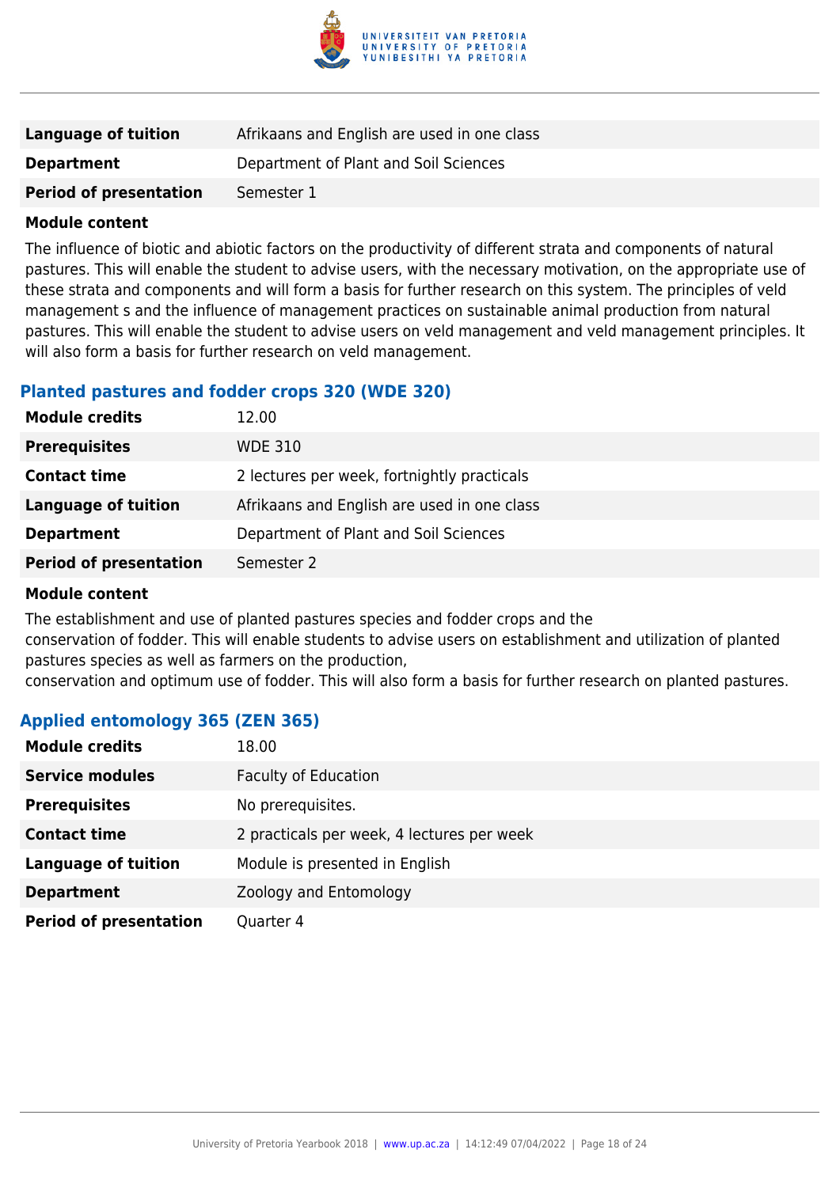| | |
|---|---|
| **Language of tuition** | Afrikaans and English are used in one class |
| **Department** | Department of Plant and Soil Sciences |
| **Period of presentation** | Semester 1 |

**Module content**

The influence of biotic and abiotic factors on the productivity of different strata and components of natural pastures. This will enable the student to advise users, with the necessary motivation, on the appropriate use of these strata and components and will form a basis for further research on this system. The principles of veld management s and the influence of management practices on sustainable animal production from natural pastures. This will enable the student to advise users on veld management and veld management principles. It will also form a basis for further research on veld management.

### Planted pastures and fodder crops 320 (WDE 320)

| | |
|---|---|
| **Module credits** | 12.00 |
| **Prerequisites** | WDE 310 |
| **Contact time** | 2 lectures per week, fortnightly practicals |
| **Language of tuition** | Afrikaans and English are used in one class |
| **Department** | Department of Plant and Soil Sciences |
| **Period of presentation** | Semester 2 |

**Module content**

The establishment and use of planted pastures species and fodder crops and the
conservation of fodder. This will enable students to advise users on establishment and utilization of planted pastures species as well as farmers on the production,
conservation and optimum use of fodder. This will also form a basis for further research on planted pastures.

### Applied entomology 365 (ZEN 365)

| | |
|---|---|
| **Module credits** | 18.00 |
| **Service modules** | Faculty of Education |
| **Prerequisites** | No prerequisites. |
| **Contact time** | 2 practicals per week, 4 lectures per week |
| **Language of tuition** | Module is presented in English |
| **Department** | Zoology and Entomology |
| **Period of presentation** | Quarter 4 |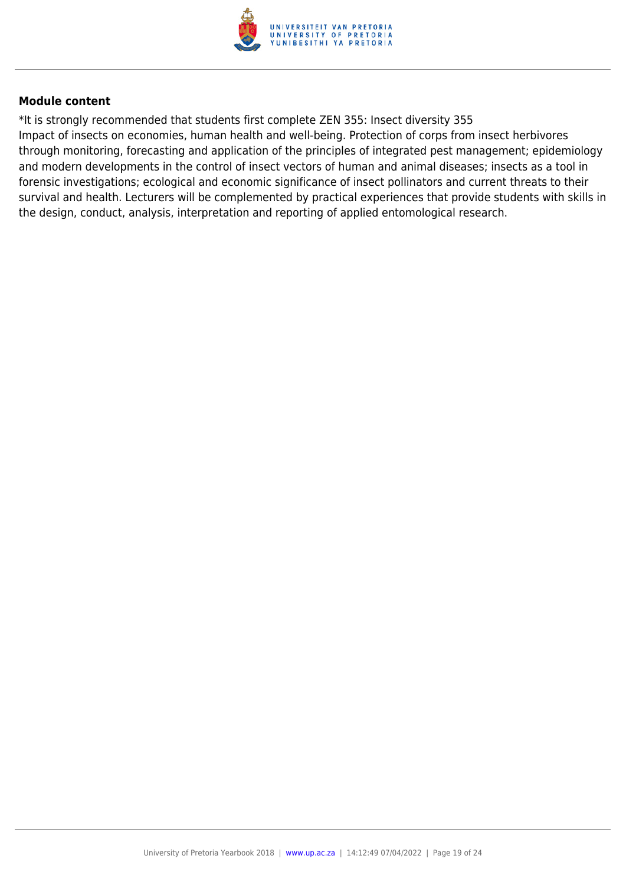#### Module content

*It is strongly recommended that students first complete ZEN 355: Insect diversity 355
Impact of insects on economies, human health and well-being. Protection of corps from insect herbivores through monitoring, forecasting and application of the principles of integrated pest management; epidemiology and modern developments in the control of insect vectors of human and animal diseases; insects as a tool in forensic investigations; ecological and economic significance of insect pollinators and current threats to their survival and health. Lecturers will be complemented by practical experiences that provide students with skills in the design, conduct, analysis, interpretation and reporting of applied entomological research.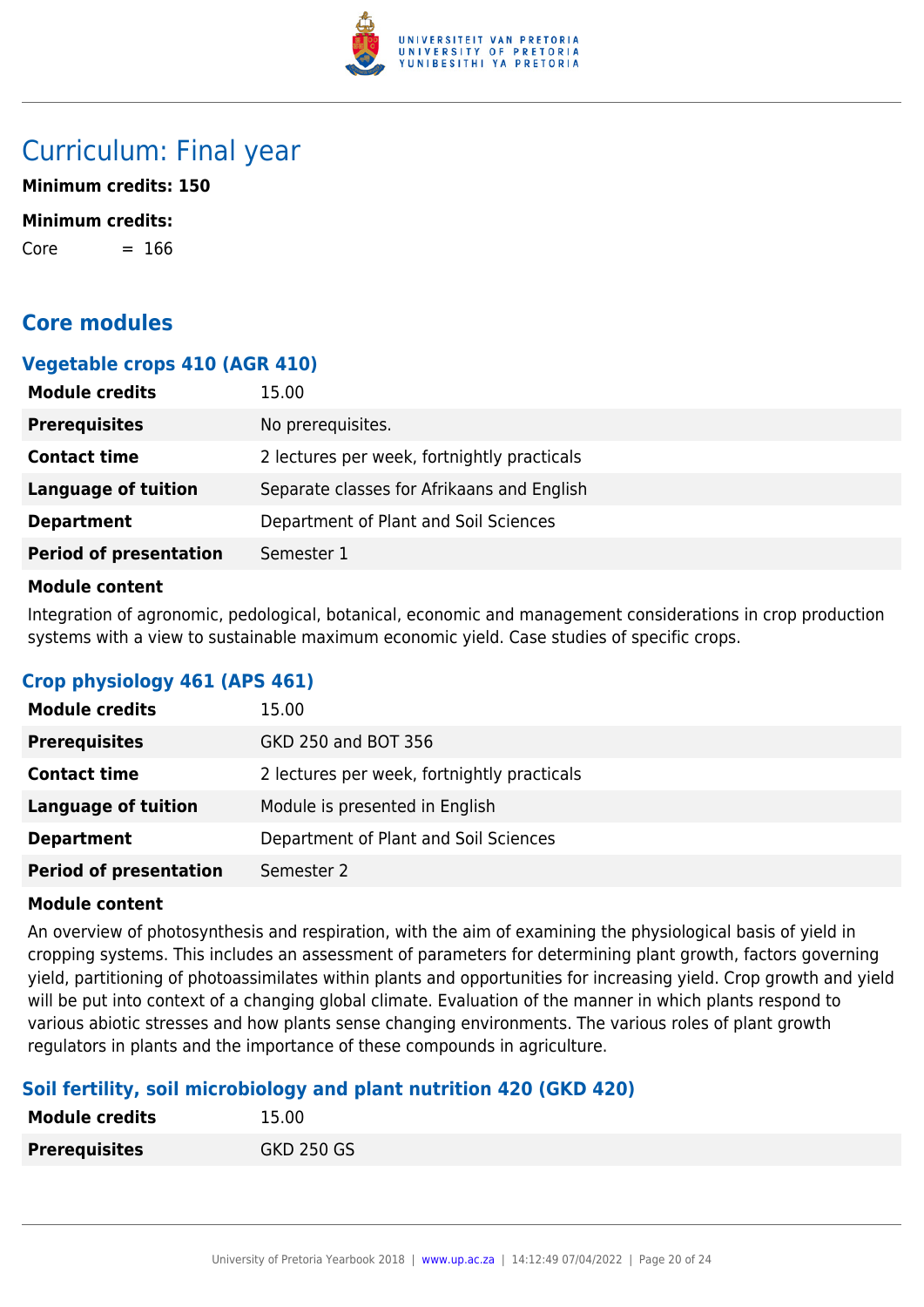# Curriculum: Final year

**Minimum credits: 150**

**Minimum credits:**

Core = 166

## Core modules

### Vegetable crops 410 (AGR 410)

| | |
|---|---|
| **Module credits** | 15.00 |
| **Prerequisites** | No prerequisites. |
| **Contact time** | 2 lectures per week, fortnightly practicals |
| **Language of tuition** | Separate classes for Afrikaans and English |
| **Department** | Department of Plant and Soil Sciences |
| **Period of presentation** | Semester 1 |

**Module content**

Integration of agronomic, pedological, botanical, economic and management considerations in crop production systems with a view to sustainable maximum economic yield. Case studies of specific crops.

### Crop physiology 461 (APS 461)

| | |
|---|---|
| **Module credits** | 15.00 |
| **Prerequisites** | GKD 250 and BOT 356 |
| **Contact time** | 2 lectures per week, fortnightly practicals |
| **Language of tuition** | Module is presented in English |
| **Department** | Department of Plant and Soil Sciences |
| **Period of presentation** | Semester 2 |

**Module content**

An overview of photosynthesis and respiration, with the aim of examining the physiological basis of yield in cropping systems. This includes an assessment of parameters for determining plant growth, factors governing yield, partitioning of photoassimilates within plants and opportunities for increasing yield. Crop growth and yield will be put into context of a changing global climate. Evaluation of the manner in which plants respond to various abiotic stresses and how plants sense changing environments. The various roles of plant growth regulators in plants and the importance of these compounds in agriculture.

### Soil fertility, soil microbiology and plant nutrition 420 (GKD 420)

| | |
|---|---|
| **Module credits** | 15.00 |
| **Prerequisites** | GKD 250 GS |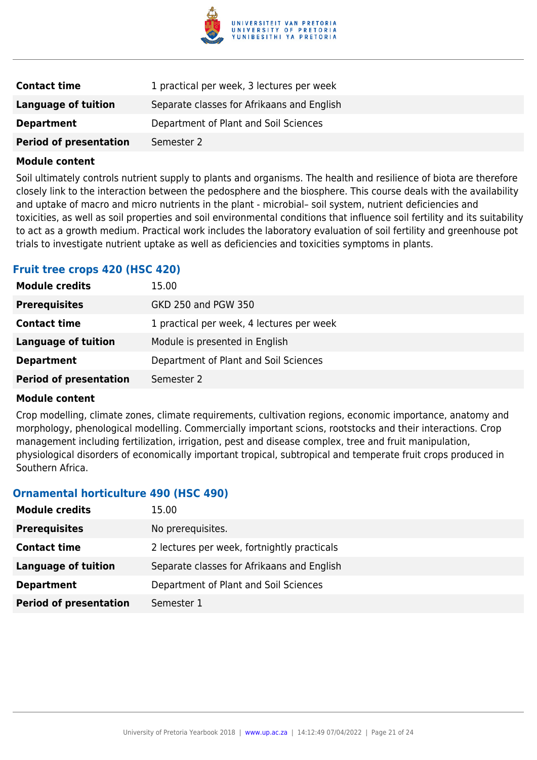| | |
|---|---|
| **Contact time** | 1 practical per week, 3 lectures per week |
| **Language of tuition** | Separate classes for Afrikaans and English |
| **Department** | Department of Plant and Soil Sciences |
| **Period of presentation** | Semester 2 |

**Module content**

Soil ultimately controls nutrient supply to plants and organisms. The health and resilience of biota are therefore closely link to the interaction between the pedosphere and the biosphere. This course deals with the availability and uptake of macro and micro nutrients in the plant - microbial– soil system, nutrient deficiencies and toxicities, as well as soil properties and soil environmental conditions that influence soil fertility and its suitability to act as a growth medium. Practical work includes the laboratory evaluation of soil fertility and greenhouse pot trials to investigate nutrient uptake as well as deficiencies and toxicities symptoms in plants.

### Fruit tree crops 420 (HSC 420)

| | |
|---|---|
| **Module credits** | 15.00 |
| **Prerequisites** | GKD 250 and PGW 350 |
| **Contact time** | 1 practical per week, 4 lectures per week |
| **Language of tuition** | Module is presented in English |
| **Department** | Department of Plant and Soil Sciences |
| **Period of presentation** | Semester 2 |

**Module content**

Crop modelling, climate zones, climate requirements, cultivation regions, economic importance, anatomy and morphology, phenological modelling. Commercially important scions, rootstocks and their interactions. Crop management including fertilization, irrigation, pest and disease complex, tree and fruit manipulation, physiological disorders of economically important tropical, subtropical and temperate fruit crops produced in Southern Africa.

### Ornamental horticulture 490 (HSC 490)

| | |
|---|---|
| **Module credits** | 15.00 |
| **Prerequisites** | No prerequisites. |
| **Contact time** | 2 lectures per week, fortnightly practicals |
| **Language of tuition** | Separate classes for Afrikaans and English |
| **Department** | Department of Plant and Soil Sciences |
| **Period of presentation** | Semester 1 |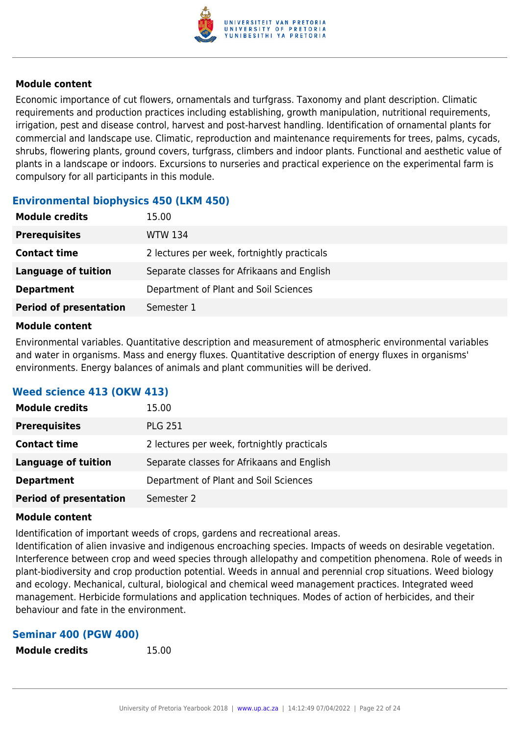#### Module content

Economic importance of cut flowers, ornamentals and turfgrass. Taxonomy and plant description. Climatic requirements and production practices including establishing, growth manipulation, nutritional requirements, irrigation, pest and disease control, harvest and post-harvest handling. Identification of ornamental plants for commercial and landscape use. Climatic, reproduction and maintenance requirements for trees, palms, cycads, shrubs, flowering plants, ground covers, turfgrass, climbers and indoor plants. Functional and aesthetic value of plants in a landscape or indoors. Excursions to nurseries and practical experience on the experimental farm is compulsory for all participants in this module.

### Environmental biophysics 450 (LKM 450)

| | |
|---|---|
| **Module credits** | 15.00 |
| **Prerequisites** | WTW 134 |
| **Contact time** | 2 lectures per week, fortnightly practicals |
| **Language of tuition** | Separate classes for Afrikaans and English |
| **Department** | Department of Plant and Soil Sciences |
| **Period of presentation** | Semester 1 |

#### Module content

Environmental variables. Quantitative description and measurement of atmospheric environmental variables and water in organisms. Mass and energy fluxes. Quantitative description of energy fluxes in organisms' environments. Energy balances of animals and plant communities will be derived.

### Weed science 413 (OKW 413)

| | |
|---|---|
| **Module credits** | 15.00 |
| **Prerequisites** | PLG 251 |
| **Contact time** | 2 lectures per week, fortnightly practicals |
| **Language of tuition** | Separate classes for Afrikaans and English |
| **Department** | Department of Plant and Soil Sciences |
| **Period of presentation** | Semester 2 |

#### Module content

Identification of important weeds of crops, gardens and recreational areas.
Identification of alien invasive and indigenous encroaching species. Impacts of weeds on desirable vegetation. Interference between crop and weed species through allelopathy and competition phenomena. Role of weeds in plant-biodiversity and crop production potential. Weeds in annual and perennial crop situations. Weed biology and ecology. Mechanical, cultural, biological and chemical weed management practices. Integrated weed management. Herbicide formulations and application techniques. Modes of action of herbicides, and their behaviour and fate in the environment.

### Seminar 400 (PGW 400)

| | |
|---|---|
| **Module credits** | 15.00 |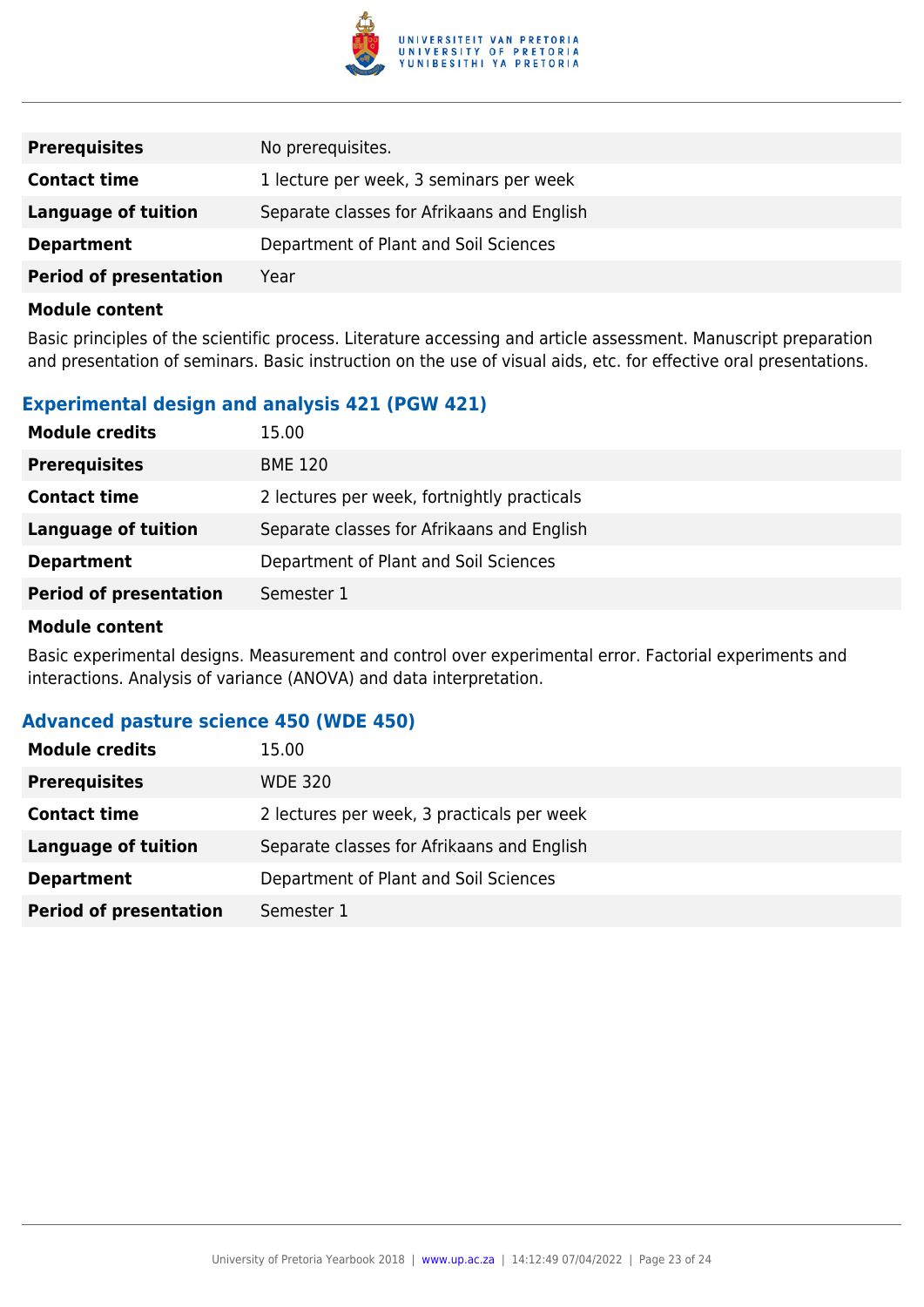| | |
|---|---|
| **Prerequisites** | No prerequisites. |
| **Contact time** | 1 lecture per week, 3 seminars per week |
| **Language of tuition** | Separate classes for Afrikaans and English |
| **Department** | Department of Plant and Soil Sciences |
| **Period of presentation** | Year |

**Module content**

Basic principles of the scientific process. Literature accessing and article assessment. Manuscript preparation and presentation of seminars. Basic instruction on the use of visual aids, etc. for effective oral presentations.

### Experimental design and analysis 421 (PGW 421)

| | |
|---|---|
| **Module credits** | 15.00 |
| **Prerequisites** | BME 120 |
| **Contact time** | 2 lectures per week, fortnightly practicals |
| **Language of tuition** | Separate classes for Afrikaans and English |
| **Department** | Department of Plant and Soil Sciences |
| **Period of presentation** | Semester 1 |

**Module content**

Basic experimental designs. Measurement and control over experimental error. Factorial experiments and interactions. Analysis of variance (ANOVA) and data interpretation.

### Advanced pasture science 450 (WDE 450)

| | |
|---|---|
| **Module credits** | 15.00 |
| **Prerequisites** | WDE 320 |
| **Contact time** | 2 lectures per week, 3 practicals per week |
| **Language of tuition** | Separate classes for Afrikaans and English |
| **Department** | Department of Plant and Soil Sciences |
| **Period of presentation** | Semester 1 |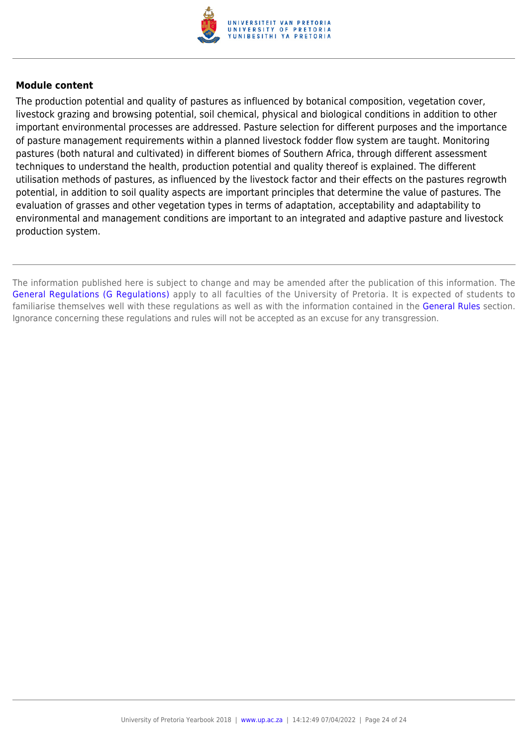**Module content**

The production potential and quality of pastures as influenced by botanical composition, vegetation cover, livestock grazing and browsing potential, soil chemical, physical and biological conditions in addition to other important environmental processes are addressed. Pasture selection for different purposes and the importance of pasture management requirements within a planned livestock fodder flow system are taught. Monitoring pastures (both natural and cultivated) in different biomes of Southern Africa, through different assessment techniques to understand the health, production potential and quality thereof is explained. The different utilisation methods of pastures, as influenced by the livestock factor and their effects on the pastures regrowth potential, in addition to soil quality aspects are important principles that determine the value of pastures. The evaluation of grasses and other vegetation types in terms of adaptation, acceptability and adaptability to environmental and management conditions are important to an integrated and adaptive pasture and livestock production system.

---

The information published here is subject to change and may be amended after the publication of this information. The General Regulations (G Regulations) apply to all faculties of the University of Pretoria. It is expected of students to familiarise themselves well with these regulations as well as with the information contained in the General Rules section. Ignorance concerning these regulations and rules will not be accepted as an excuse for any transgression.